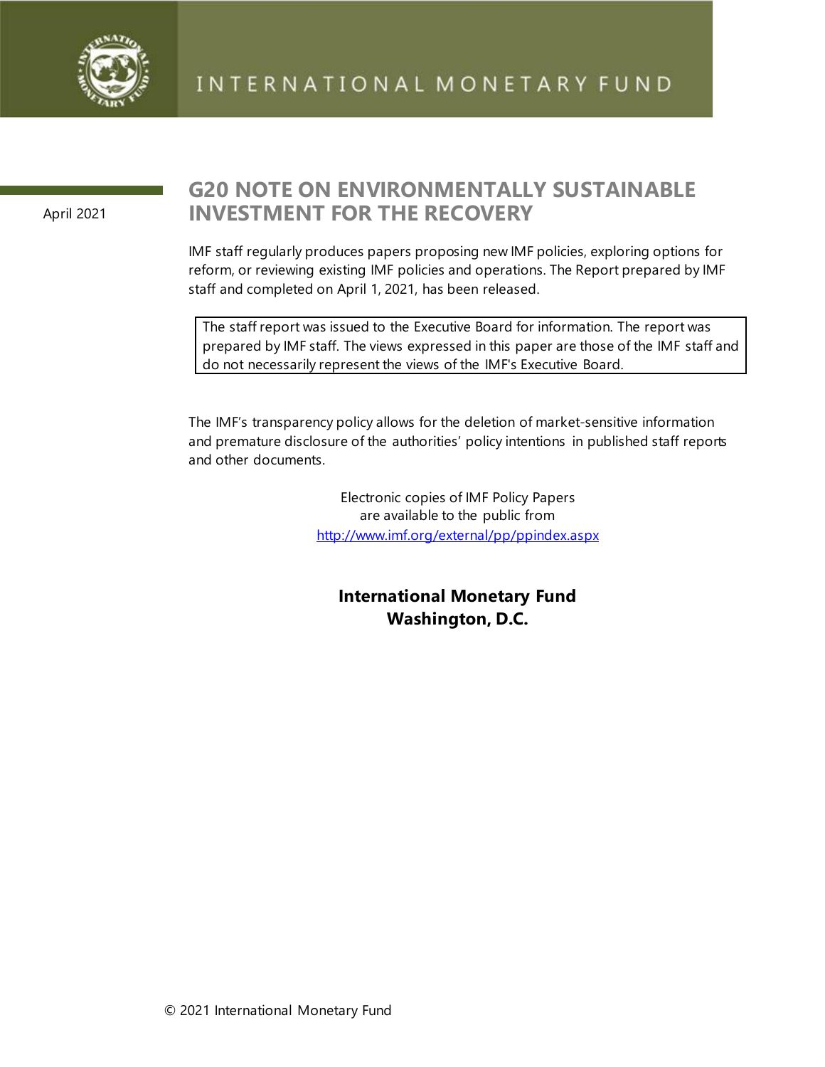INTERNATIONAL MONETARY FUND

April 2021

# G20 NOTE ON ENVIRONMENTALLY SUSTAINABLE INVESTMENT FOR THE RECOVERY

IMF staff regularly produces papers proposing new IMF policies, exploring options for reform, or reviewing existing IMF policies and operations. The Report prepared by IMF staff and completed on April 1, 2021, has been released.

> The staff report was issued to the Executive Board for information. The report was prepared by IMF staff. The views expressed in this paper are those of the IMF staff and do not necessarily represent the views of the IMF's Executive Board.

The IMF's transparency policy allows for the deletion of market-sensitive information and premature disclosure of the authorities' policy intentions in published staff reports and other documents.

Electronic copies of IMF Policy Papers
are available to the public from
http://www.imf.org/external/pp/ppindex.aspx

**International Monetary Fund**
**Washington, D.C.**

© 2021 International Monetary Fund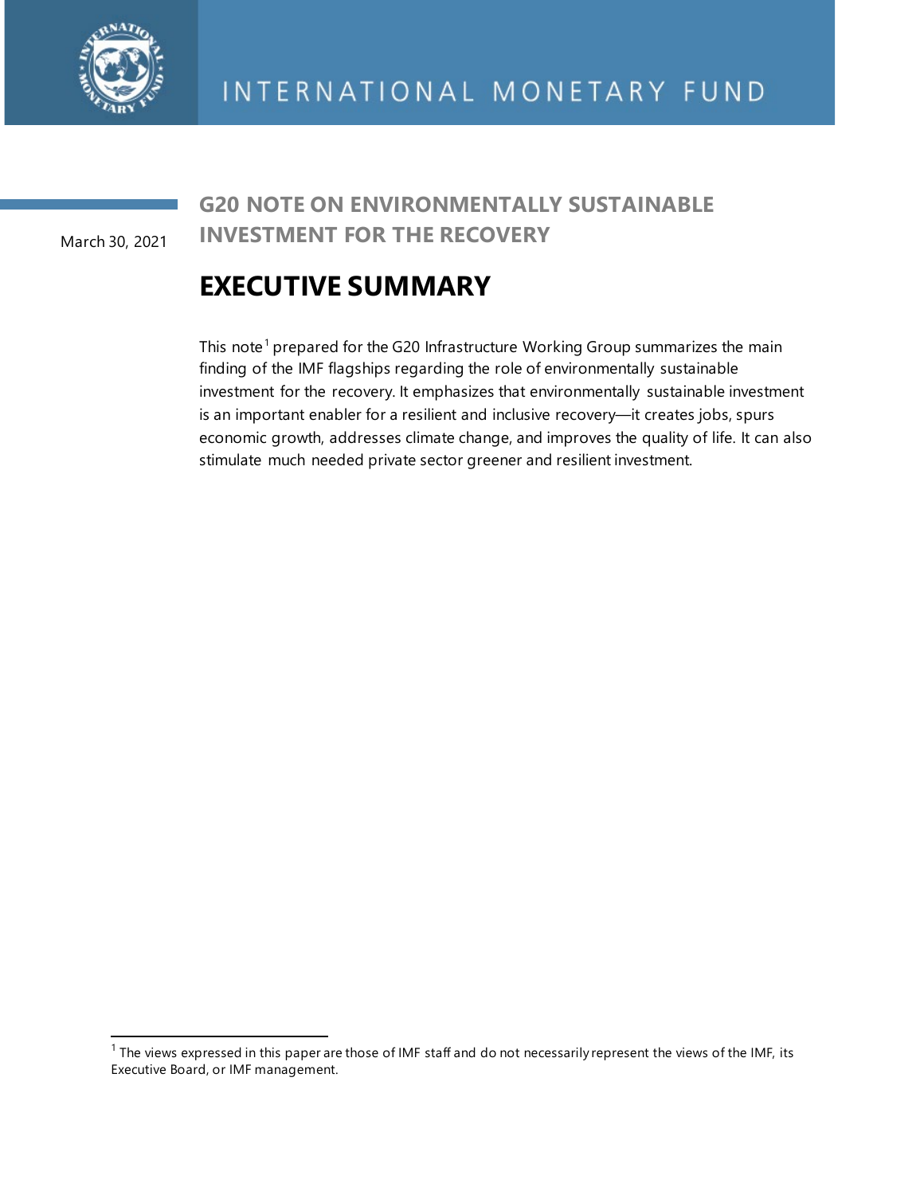INTERNATIONAL MONETARY FUND

March 30, 2021

# G20 NOTE ON ENVIRONMENTALLY SUSTAINABLE INVESTMENT FOR THE RECOVERY

## EXECUTIVE SUMMARY

This note[1] prepared for the G20 Infrastructure Working Group summarizes the main finding of the IMF flagships regarding the role of environmentally sustainable investment for the recovery. It emphasizes that environmentally sustainable investment is an important enabler for a resilient and inclusive recovery—it creates jobs, spurs economic growth, addresses climate change, and improves the quality of life. It can also stimulate much needed private sector greener and resilient investment.

[1] The views expressed in this paper are those of IMF staff and do not necessarily represent the views of the IMF, its Executive Board, or IMF management.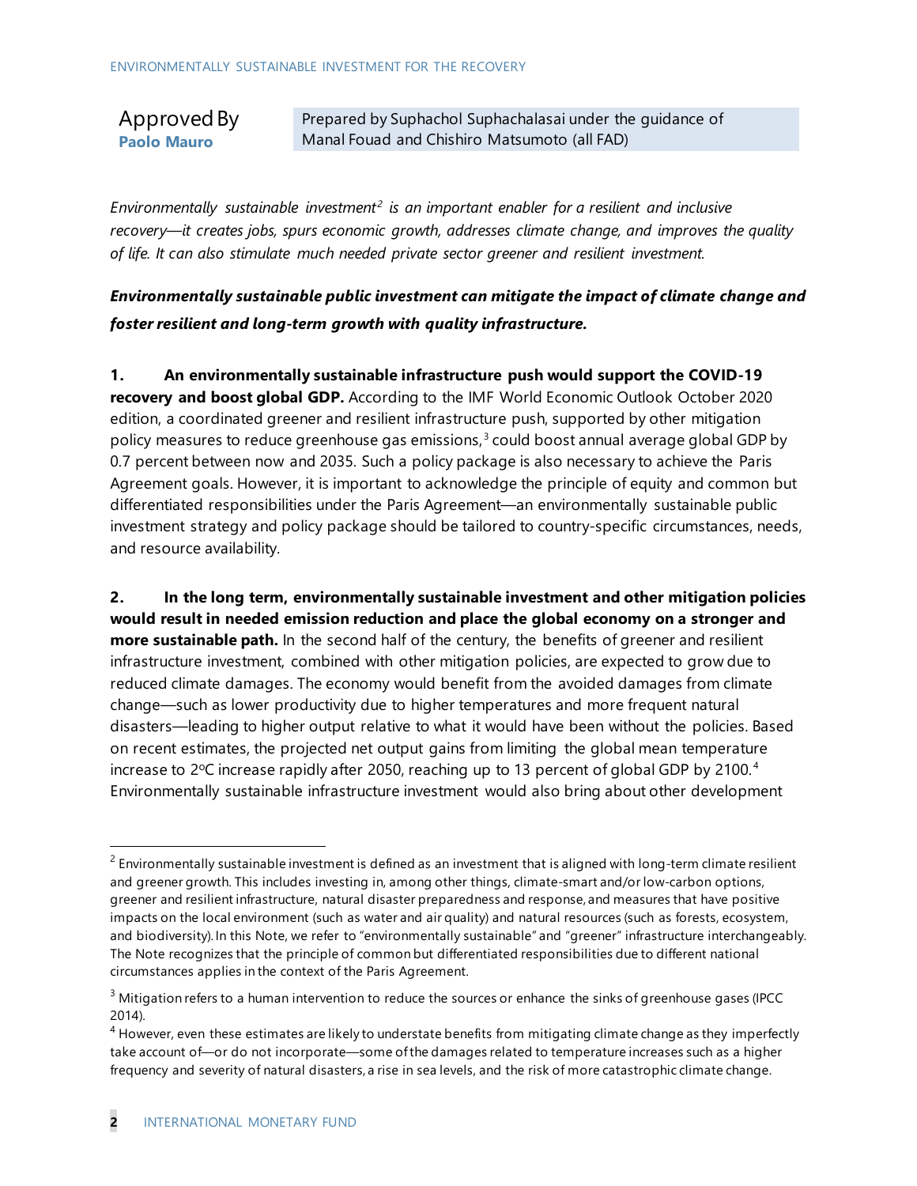Approved By
**Paolo Mauro**

Prepared by Suphachol Suphachalasai under the guidance of Manal Fouad and Chishiro Matsumoto (all FAD)

*Environmentally sustainable investment[2] is an important enabler for a resilient and inclusive recovery—it creates jobs, spurs economic growth, addresses climate change, and improves the quality of life. It can also stimulate much needed private sector greener and resilient investment.*

***Environmentally sustainable public investment can mitigate the impact of climate change and foster resilient and long-term growth with quality infrastructure.***

1. **An environmentally sustainable infrastructure push would support the COVID-19 recovery and boost global GDP.** According to the IMF World Economic Outlook October 2020 edition, a coordinated greener and resilient infrastructure push, supported by other mitigation policy measures to reduce greenhouse gas emissions,[3] could boost annual average global GDP by 0.7 percent between now and 2035. Such a policy package is also necessary to achieve the Paris Agreement goals. However, it is important to acknowledge the principle of equity and common but differentiated responsibilities under the Paris Agreement—an environmentally sustainable public investment strategy and policy package should be tailored to country-specific circumstances, needs, and resource availability.

2. **In the long term, environmentally sustainable investment and other mitigation policies would result in needed emission reduction and place the global economy on a stronger and more sustainable path.** In the second half of the century, the benefits of greener and resilient infrastructure investment, combined with other mitigation policies, are expected to grow due to reduced climate damages. The economy would benefit from the avoided damages from climate change—such as lower productivity due to higher temperatures and more frequent natural disasters—leading to higher output relative to what it would have been without the policies. Based on recent estimates, the projected net output gains from limiting the global mean temperature increase to 2°C increase rapidly after 2050, reaching up to 13 percent of global GDP by 2100.[4] Environmentally sustainable infrastructure investment would also bring about other development

---

[2] Environmentally sustainable investment is defined as an investment that is aligned with long-term climate resilient and greener growth. This includes investing in, among other things, climate-smart and/or low-carbon options, greener and resilient infrastructure, natural disaster preparedness and response, and measures that have positive impacts on the local environment (such as water and air quality) and natural resources (such as forests, ecosystem, and biodiversity). In this Note, we refer to "environmentally sustainable" and "greener" infrastructure interchangeably. The Note recognizes that the principle of common but differentiated responsibilities due to different national circumstances applies in the context of the Paris Agreement.

[3] Mitigation refers to a human intervention to reduce the sources or enhance the sinks of greenhouse gases (IPCC 2014).

[4] However, even these estimates are likely to understate benefits from mitigating climate change as they imperfectly take account of—or do not incorporate—some of the damages related to temperature increases such as a higher frequency and severity of natural disasters, a rise in sea levels, and the risk of more catastrophic climate change.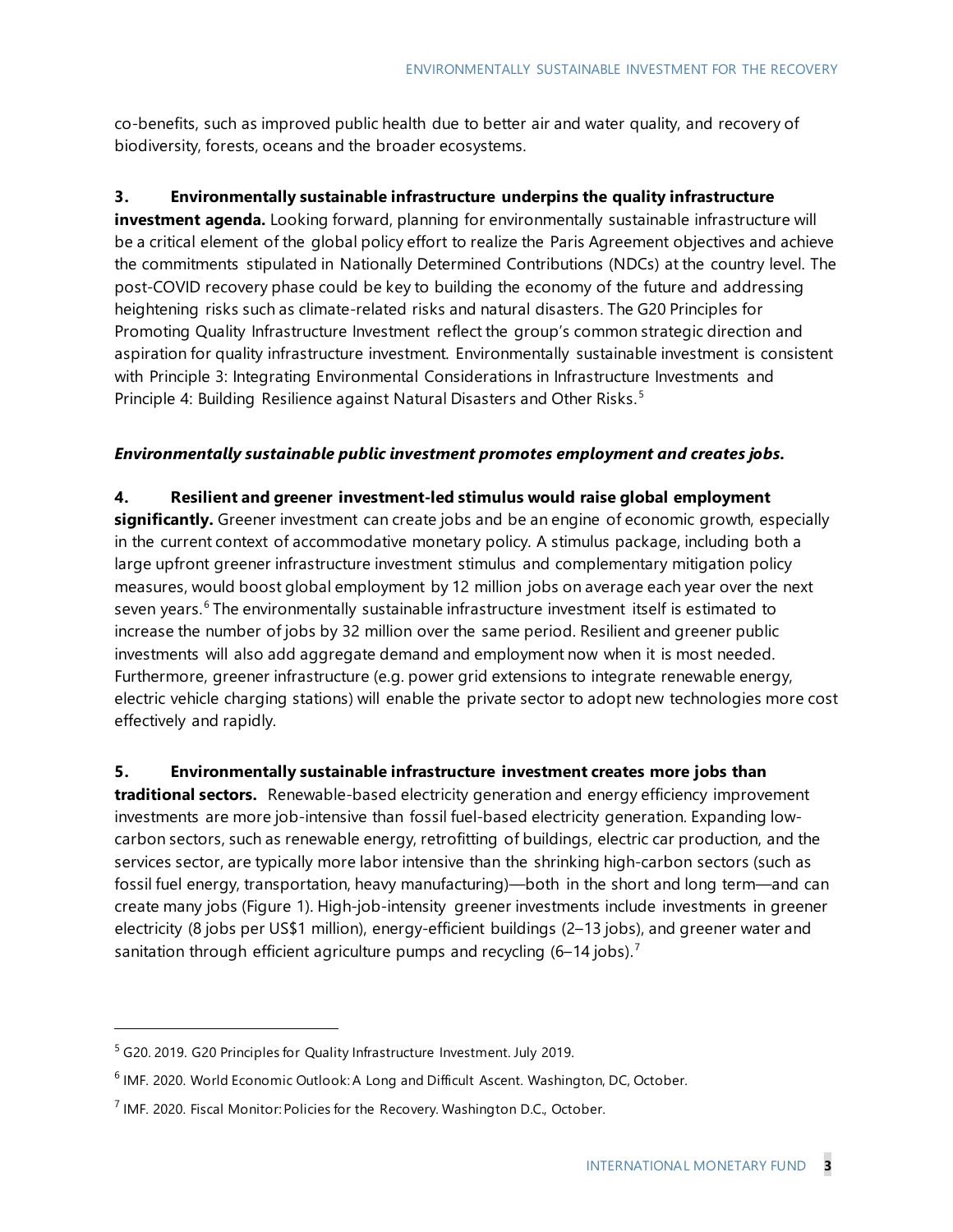co-benefits, such as improved public health due to better air and water quality, and recovery of biodiversity, forests, oceans and the broader ecosystems.

**3. Environmentally sustainable infrastructure underpins the quality infrastructure investment agenda.** Looking forward, planning for environmentally sustainable infrastructure will be a critical element of the global policy effort to realize the Paris Agreement objectives and achieve the commitments stipulated in Nationally Determined Contributions (NDCs) at the country level. The post-COVID recovery phase could be key to building the economy of the future and addressing heightening risks such as climate-related risks and natural disasters. The G20 Principles for Promoting Quality Infrastructure Investment reflect the group's common strategic direction and aspiration for quality infrastructure investment. Environmentally sustainable investment is consistent with Principle 3: Integrating Environmental Considerations in Infrastructure Investments and Principle 4: Building Resilience against Natural Disasters and Other Risks.[5]

***Environmentally sustainable public investment promotes employment and creates jobs.***

**4. Resilient and greener investment-led stimulus would raise global employment significantly.** Greener investment can create jobs and be an engine of economic growth, especially in the current context of accommodative monetary policy. A stimulus package, including both a large upfront greener infrastructure investment stimulus and complementary mitigation policy measures, would boost global employment by 12 million jobs on average each year over the next seven years.[6] The environmentally sustainable infrastructure investment itself is estimated to increase the number of jobs by 32 million over the same period. Resilient and greener public investments will also add aggregate demand and employment now when it is most needed. Furthermore, greener infrastructure (e.g. power grid extensions to integrate renewable energy, electric vehicle charging stations) will enable the private sector to adopt new technologies more cost effectively and rapidly.

**5. Environmentally sustainable infrastructure investment creates more jobs than traditional sectors.** Renewable-based electricity generation and energy efficiency improvement investments are more job-intensive than fossil fuel-based electricity generation. Expanding low-carbon sectors, such as renewable energy, retrofitting of buildings, electric car production, and the services sector, are typically more labor intensive than the shrinking high-carbon sectors (such as fossil fuel energy, transportation, heavy manufacturing)—both in the short and long term—and can create many jobs (Figure 1). High-job-intensity greener investments include investments in greener electricity (8 jobs per US$1 million), energy-efficient buildings (2–13 jobs), and greener water and sanitation through efficient agriculture pumps and recycling (6–14 jobs).[7]

---

[5] G20. 2019. G20 Principles for Quality Infrastructure Investment. July 2019.

[6] IMF. 2020. World Economic Outlook: A Long and Difficult Ascent. Washington, DC, October.

[7] IMF. 2020. Fiscal Monitor: Policies for the Recovery. Washington D.C., October.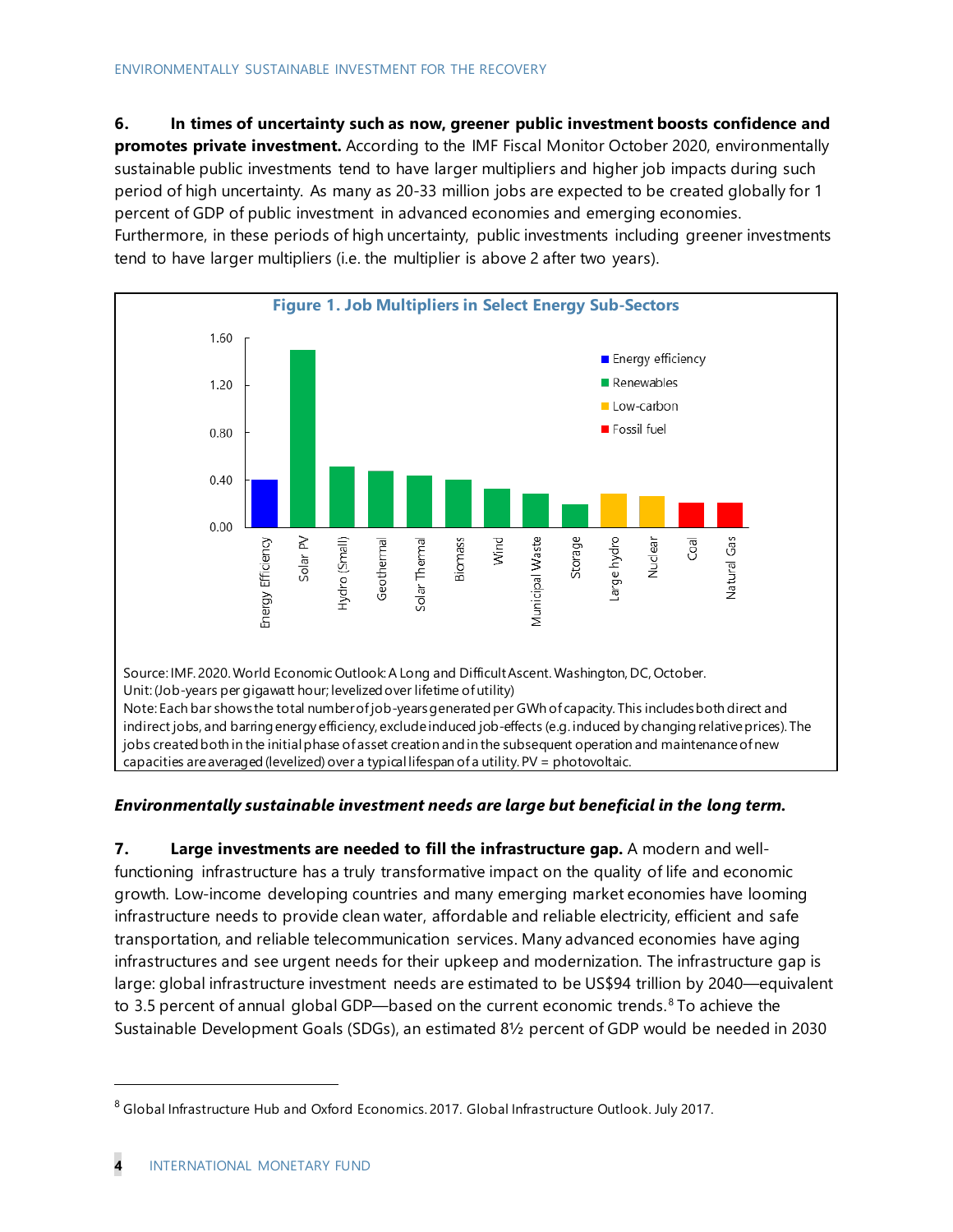**6. In times of uncertainty such as now, greener public investment boosts confidence and promotes private investment.** According to the IMF Fiscal Monitor October 2020, environmentally sustainable public investments tend to have larger multipliers and higher job impacts during such period of high uncertainty. As many as 20-33 million jobs are expected to be created globally for 1 percent of GDP of public investment in advanced economies and emerging economies. Furthermore, in these periods of high uncertainty, public investments including greener investments tend to have larger multipliers (i.e. the multiplier is above 2 after two years).

**Figure 1. Job Multipliers in Select Energy Sub-Sectors**

Source: IMF. 2020. World Economic Outlook: A Long and Difficult Ascent. Washington, DC, October.
Unit: (Job-years per gigawatt hour; levelized over lifetime of utility)
Note: Each bar shows the total number of job-years generated per GWh of capacity. This includes both direct and indirect jobs, and barring energy efficiency, exclude induced job-effects (e.g. induced by changing relative prices). The jobs created both in the initial phase of asset creation and in the subsequent operation and maintenance of new capacities are averaged (levelized) over a typical lifespan of a utility. PV = photovoltaic.

***Environmentally sustainable investment needs are large but beneficial in the long term.***

**7. Large investments are needed to fill the infrastructure gap.** A modern and well-functioning infrastructure has a truly transformative impact on the quality of life and economic growth. Low-income developing countries and many emerging market economies have looming infrastructure needs to provide clean water, affordable and reliable electricity, efficient and safe transportation, and reliable telecommunication services. Many advanced economies have aging infrastructures and see urgent needs for their upkeep and modernization. The infrastructure gap is large: global infrastructure investment needs are estimated to be US$94 trillion by 2040—equivalent to 3.5 percent of annual global GDP—based on the current economic trends.[8] To achieve the Sustainable Development Goals (SDGs), an estimated 8½ percent of GDP would be needed in 2030

[8] Global Infrastructure Hub and Oxford Economics. 2017. Global Infrastructure Outlook. July 2017.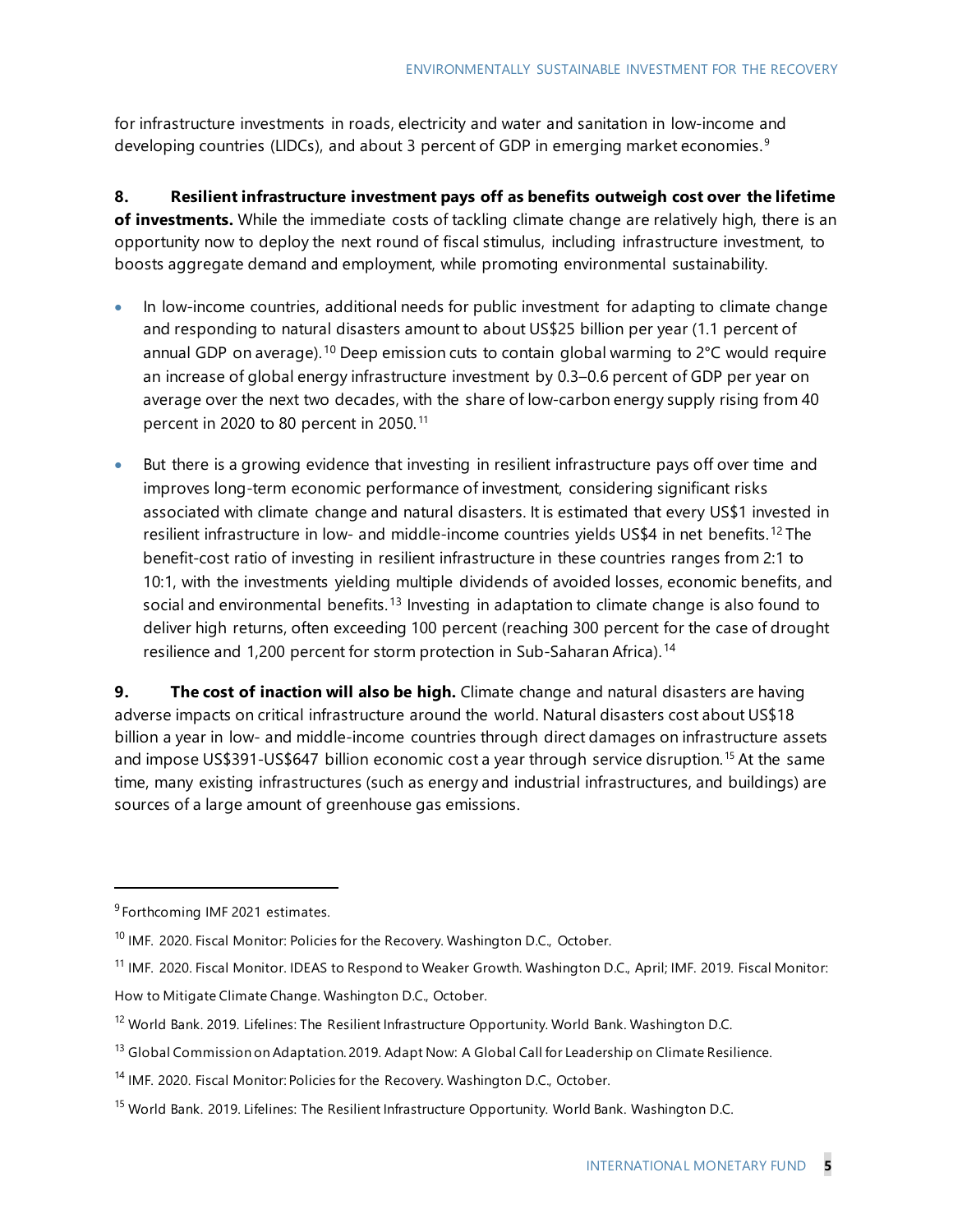for infrastructure investments in roads, electricity and water and sanitation in low-income and developing countries (LIDCs), and about 3 percent of GDP in emerging market economies.[9]

**8. Resilient infrastructure investment pays off as benefits outweigh cost over the lifetime of investments.** While the immediate costs of tackling climate change are relatively high, there is an opportunity now to deploy the next round of fiscal stimulus, including infrastructure investment, to boosts aggregate demand and employment, while promoting environmental sustainability.

- In low-income countries, additional needs for public investment for adapting to climate change and responding to natural disasters amount to about US$25 billion per year (1.1 percent of annual GDP on average).[10] Deep emission cuts to contain global warming to 2°C would require an increase of global energy infrastructure investment by 0.3–0.6 percent of GDP per year on average over the next two decades, with the share of low-carbon energy supply rising from 40 percent in 2020 to 80 percent in 2050.[11]

- But there is a growing evidence that investing in resilient infrastructure pays off over time and improves long-term economic performance of investment, considering significant risks associated with climate change and natural disasters. It is estimated that every US$1 invested in resilient infrastructure in low- and middle-income countries yields US$4 in net benefits.[12] The benefit-cost ratio of investing in resilient infrastructure in these countries ranges from 2:1 to 10:1, with the investments yielding multiple dividends of avoided losses, economic benefits, and social and environmental benefits.[13] Investing in adaptation to climate change is also found to deliver high returns, often exceeding 100 percent (reaching 300 percent for the case of drought resilience and 1,200 percent for storm protection in Sub-Saharan Africa).[14]

**9. The cost of inaction will also be high.** Climate change and natural disasters are having adverse impacts on critical infrastructure around the world. Natural disasters cost about US$18 billion a year in low- and middle-income countries through direct damages on infrastructure assets and impose US$391-US$647 billion economic cost a year through service disruption.[15] At the same time, many existing infrastructures (such as energy and industrial infrastructures, and buildings) are sources of a large amount of greenhouse gas emissions.

---

[9] Forthcoming IMF 2021 estimates.

[10] IMF. 2020. Fiscal Monitor: Policies for the Recovery. Washington D.C., October.

[11] IMF. 2020. Fiscal Monitor. IDEAS to Respond to Weaker Growth. Washington D.C., April; IMF. 2019. Fiscal Monitor: How to Mitigate Climate Change. Washington D.C., October.

[12] World Bank. 2019. Lifelines: The Resilient Infrastructure Opportunity. World Bank. Washington D.C.

[13] Global Commission on Adaptation. 2019. Adapt Now: A Global Call for Leadership on Climate Resilience.

[14] IMF. 2020. Fiscal Monitor: Policies for the Recovery. Washington D.C., October.

[15] World Bank. 2019. Lifelines: The Resilient Infrastructure Opportunity. World Bank. Washington D.C.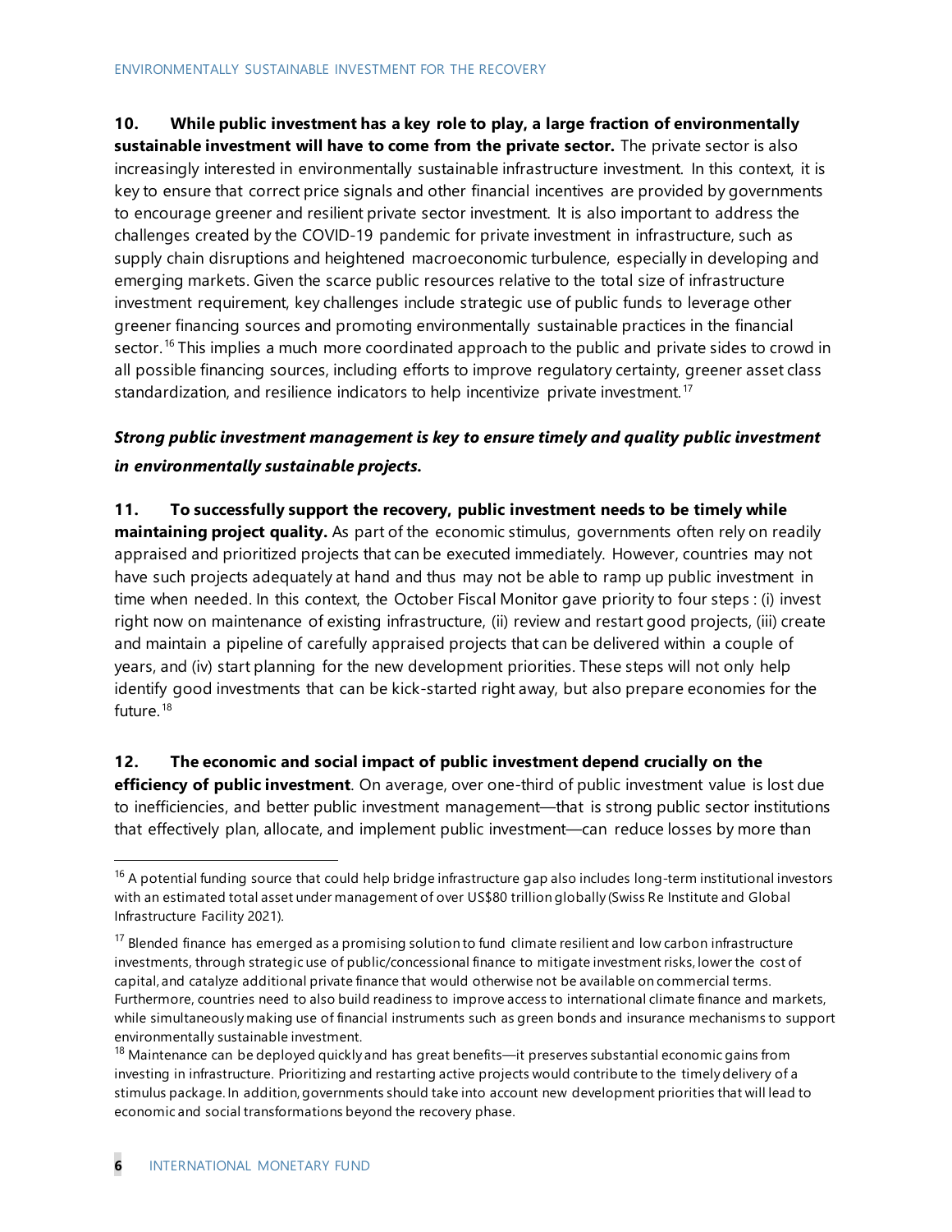**10. While public investment has a key role to play, a large fraction of environmentally sustainable investment will have to come from the private sector.** The private sector is also increasingly interested in environmentally sustainable infrastructure investment. In this context, it is key to ensure that correct price signals and other financial incentives are provided by governments to encourage greener and resilient private sector investment. It is also important to address the challenges created by the COVID-19 pandemic for private investment in infrastructure, such as supply chain disruptions and heightened macroeconomic turbulence, especially in developing and emerging markets. Given the scarce public resources relative to the total size of infrastructure investment requirement, key challenges include strategic use of public funds to leverage other greener financing sources and promoting environmentally sustainable practices in the financial sector.[16] This implies a much more coordinated approach to the public and private sides to crowd in all possible financing sources, including efforts to improve regulatory certainty, greener asset class standardization, and resilience indicators to help incentivize private investment.[17]

***Strong public investment management is key to ensure timely and quality public investment in environmentally sustainable projects.***

**11. To successfully support the recovery, public investment needs to be timely while maintaining project quality.** As part of the economic stimulus, governments often rely on readily appraised and prioritized projects that can be executed immediately. However, countries may not have such projects adequately at hand and thus may not be able to ramp up public investment in time when needed. In this context, the October Fiscal Monitor gave priority to four steps : (i) invest right now on maintenance of existing infrastructure, (ii) review and restart good projects, (iii) create and maintain a pipeline of carefully appraised projects that can be delivered within a couple of years, and (iv) start planning for the new development priorities. These steps will not only help identify good investments that can be kick-started right away, but also prepare economies for the future.[18]

**12. The economic and social impact of public investment depend crucially on the efficiency of public investment**. On average, over one-third of public investment value is lost due to inefficiencies, and better public investment management—that is strong public sector institutions that effectively plan, allocate, and implement public investment—can reduce losses by more than

---

[16] A potential funding source that could help bridge infrastructure gap also includes long-term institutional investors with an estimated total asset under management of over US$80 trillion globally (Swiss Re Institute and Global Infrastructure Facility 2021).

[17] Blended finance has emerged as a promising solution to fund climate resilient and low carbon infrastructure investments, through strategic use of public/concessional finance to mitigate investment risks, lower the cost of capital, and catalyze additional private finance that would otherwise not be available on commercial terms. Furthermore, countries need to also build readiness to improve access to international climate finance and markets, while simultaneously making use of financial instruments such as green bonds and insurance mechanisms to support environmentally sustainable investment.

[18] Maintenance can be deployed quickly and has great benefits—it preserves substantial economic gains from investing in infrastructure. Prioritizing and restarting active projects would contribute to the timely delivery of a stimulus package. In addition, governments should take into account new development priorities that will lead to economic and social transformations beyond the recovery phase.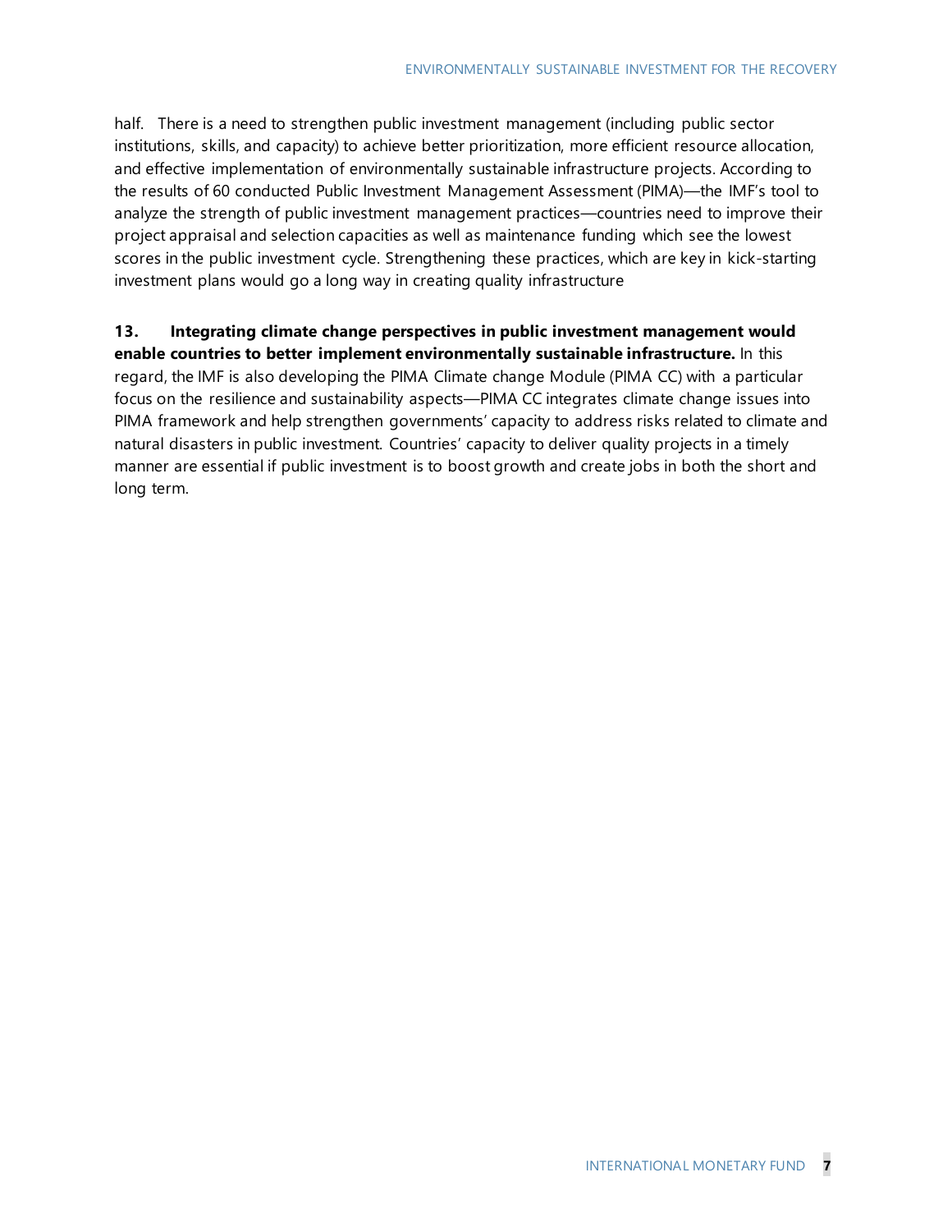half. There is a need to strengthen public investment management (including public sector institutions, skills, and capacity) to achieve better prioritization, more efficient resource allocation, and effective implementation of environmentally sustainable infrastructure projects. According to the results of 60 conducted Public Investment Management Assessment (PIMA)—the IMF's tool to analyze the strength of public investment management practices—countries need to improve their project appraisal and selection capacities as well as maintenance funding which see the lowest scores in the public investment cycle. Strengthening these practices, which are key in kick-starting investment plans would go a long way in creating quality infrastructure

**13. Integrating climate change perspectives in public investment management would enable countries to better implement environmentally sustainable infrastructure.** In this regard, the IMF is also developing the PIMA Climate change Module (PIMA CC) with a particular focus on the resilience and sustainability aspects—PIMA CC integrates climate change issues into PIMA framework and help strengthen governments' capacity to address risks related to climate and natural disasters in public investment. Countries' capacity to deliver quality projects in a timely manner are essential if public investment is to boost growth and create jobs in both the short and long term.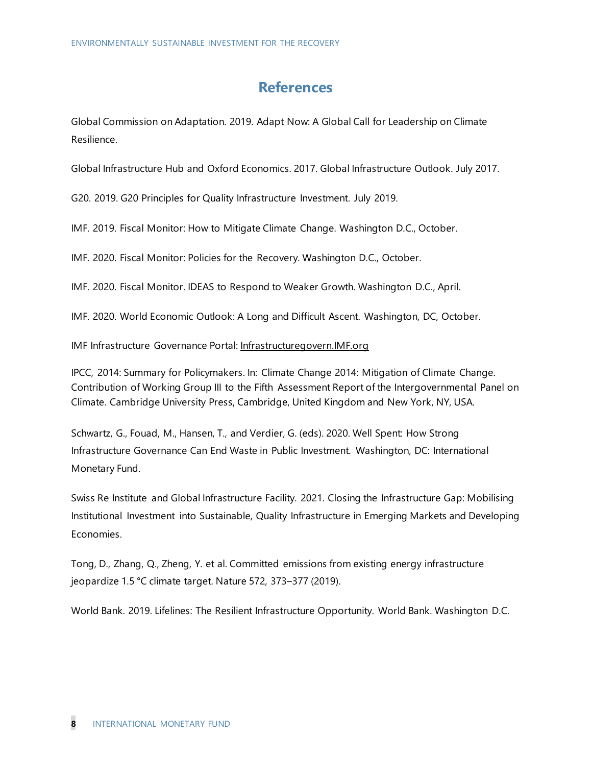# References

Global Commission on Adaptation. 2019. Adapt Now: A Global Call for Leadership on Climate Resilience.

Global Infrastructure Hub and Oxford Economics. 2017. Global Infrastructure Outlook. July 2017.

G20. 2019. G20 Principles for Quality Infrastructure Investment. July 2019.

IMF. 2019. Fiscal Monitor: How to Mitigate Climate Change. Washington D.C., October.

IMF. 2020. Fiscal Monitor: Policies for the Recovery. Washington D.C., October.

IMF. 2020. Fiscal Monitor. IDEAS to Respond to Weaker Growth. Washington D.C., April.

IMF. 2020. World Economic Outlook: A Long and Difficult Ascent. Washington, DC, October.

IMF Infrastructure Governance Portal: Infrastructuregovern.IMF.org

IPCC, 2014: Summary for Policymakers. In: Climate Change 2014: Mitigation of Climate Change. Contribution of Working Group III to the Fifth Assessment Report of the Intergovernmental Panel on Climate. Cambridge University Press, Cambridge, United Kingdom and New York, NY, USA.

Schwartz, G., Fouad, M., Hansen, T., and Verdier, G. (eds). 2020. Well Spent: How Strong Infrastructure Governance Can End Waste in Public Investment. Washington, DC: International Monetary Fund.

Swiss Re Institute and Global Infrastructure Facility. 2021. Closing the Infrastructure Gap: Mobilising Institutional Investment into Sustainable, Quality Infrastructure in Emerging Markets and Developing Economies.

Tong, D., Zhang, Q., Zheng, Y. et al. Committed emissions from existing energy infrastructure jeopardize 1.5 °C climate target. Nature 572, 373–377 (2019).

World Bank. 2019. Lifelines: The Resilient Infrastructure Opportunity. World Bank. Washington D.C.